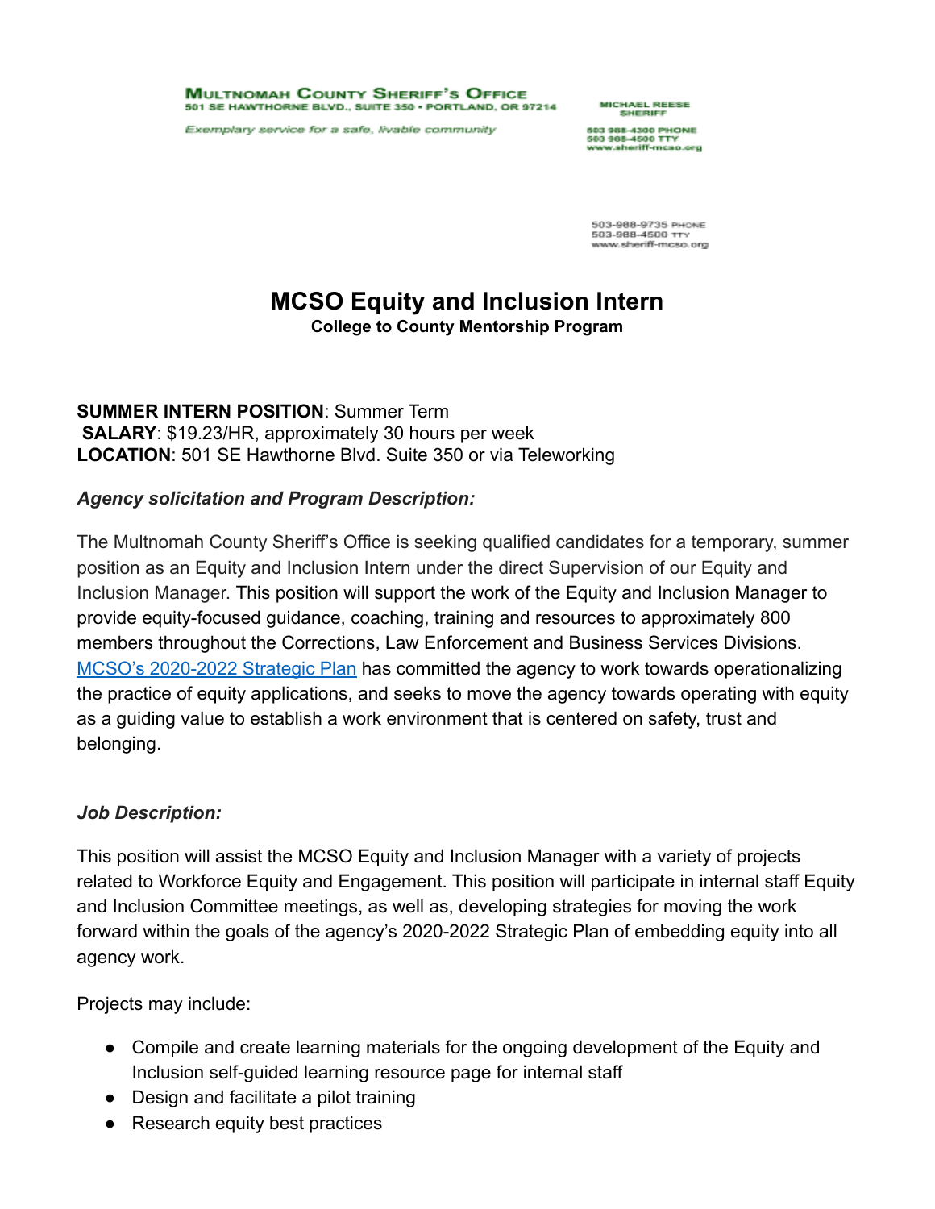**MULTNOMAH COUNTY SHERIFF'S OFFICE**
501 SE HAWTHORNE BLVD., SUITE 350 • PORTLAND, OR 97214

*Exemplary service for a safe, livable community*

MICHAEL REESE
SHERIFF

503 988-4300 PHONE
503 988-4500 TTY
www.sheriff-mcso.org

503-988-9735 PHONE
503-988-4500 TTY
www.sheriff-mcso.org

# MCSO Equity and Inclusion Intern

### College to County Mentorship Program

**SUMMER INTERN POSITION**: Summer Term
**SALARY**: $19.23/HR, approximately 30 hours per week
**LOCATION**: 501 SE Hawthorne Blvd. Suite 350 or via Teleworking

***Agency solicitation and Program Description:***

The Multnomah County Sheriff's Office is seeking qualified candidates for a temporary, summer position as an Equity and Inclusion Intern under the direct Supervision of our Equity and Inclusion Manager. This position will support the work of the Equity and Inclusion Manager to provide equity-focused guidance, coaching, training and resources to approximately 800 members throughout the Corrections, Law Enforcement and Business Services Divisions. MCSO's 2020-2022 Strategic Plan has committed the agency to work towards operationalizing the practice of equity applications, and seeks to move the agency towards operating with equity as a guiding value to establish a work environment that is centered on safety, trust and belonging.

***Job Description:***

This position will assist the MCSO Equity and Inclusion Manager with a variety of projects related to Workforce Equity and Engagement. This position will participate in internal staff Equity and Inclusion Committee meetings, as well as, developing strategies for moving the work forward within the goals of the agency's 2020-2022 Strategic Plan of embedding equity into all agency work.

Projects may include:

- Compile and create learning materials for the ongoing development of the Equity and Inclusion self-guided learning resource page for internal staff
- Design and facilitate a pilot training
- Research equity best practices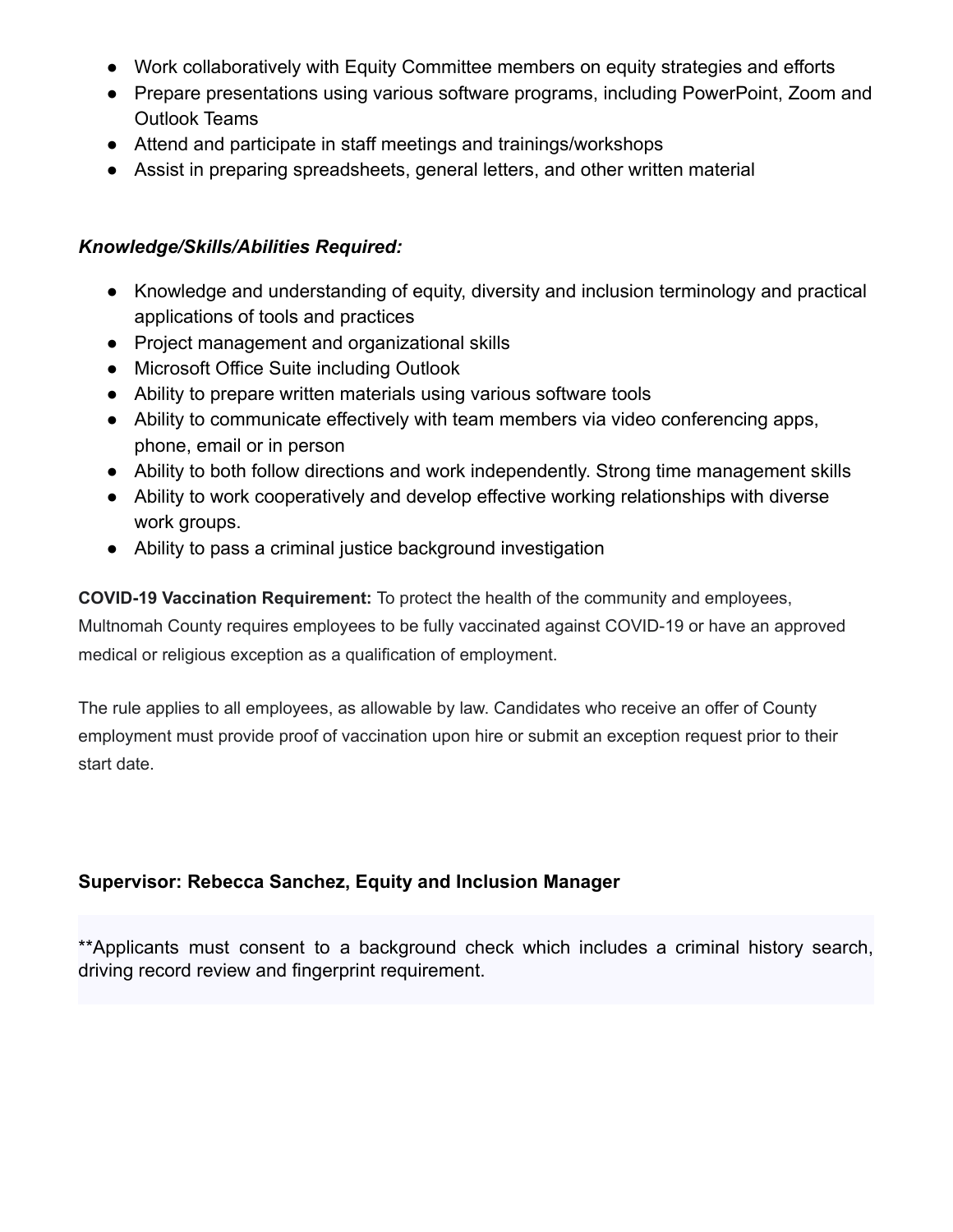- Work collaboratively with Equity Committee members on equity strategies and efforts
- Prepare presentations using various software programs, including PowerPoint, Zoom and Outlook Teams
- Attend and participate in staff meetings and trainings/workshops
- Assist in preparing spreadsheets, general letters, and other written material

***Knowledge/Skills/Abilities Required:***

- Knowledge and understanding of equity, diversity and inclusion terminology and practical applications of tools and practices
- Project management and organizational skills
- Microsoft Office Suite including Outlook
- Ability to prepare written materials using various software tools
- Ability to communicate effectively with team members via video conferencing apps, phone, email or in person
- Ability to both follow directions and work independently. Strong time management skills
- Ability to work cooperatively and develop effective working relationships with diverse work groups.
- Ability to pass a criminal justice background investigation

**COVID-19 Vaccination Requirement:** To protect the health of the community and employees, Multnomah County requires employees to be fully vaccinated against COVID-19 or have an approved medical or religious exception as a qualification of employment.

The rule applies to all employees, as allowable by law. Candidates who receive an offer of County employment must provide proof of vaccination upon hire or submit an exception request prior to their start date.

**Supervisor: Rebecca Sanchez, Equity and Inclusion Manager**

**Applicants must consent to a background check which includes a criminal history search, driving record review and fingerprint requirement.